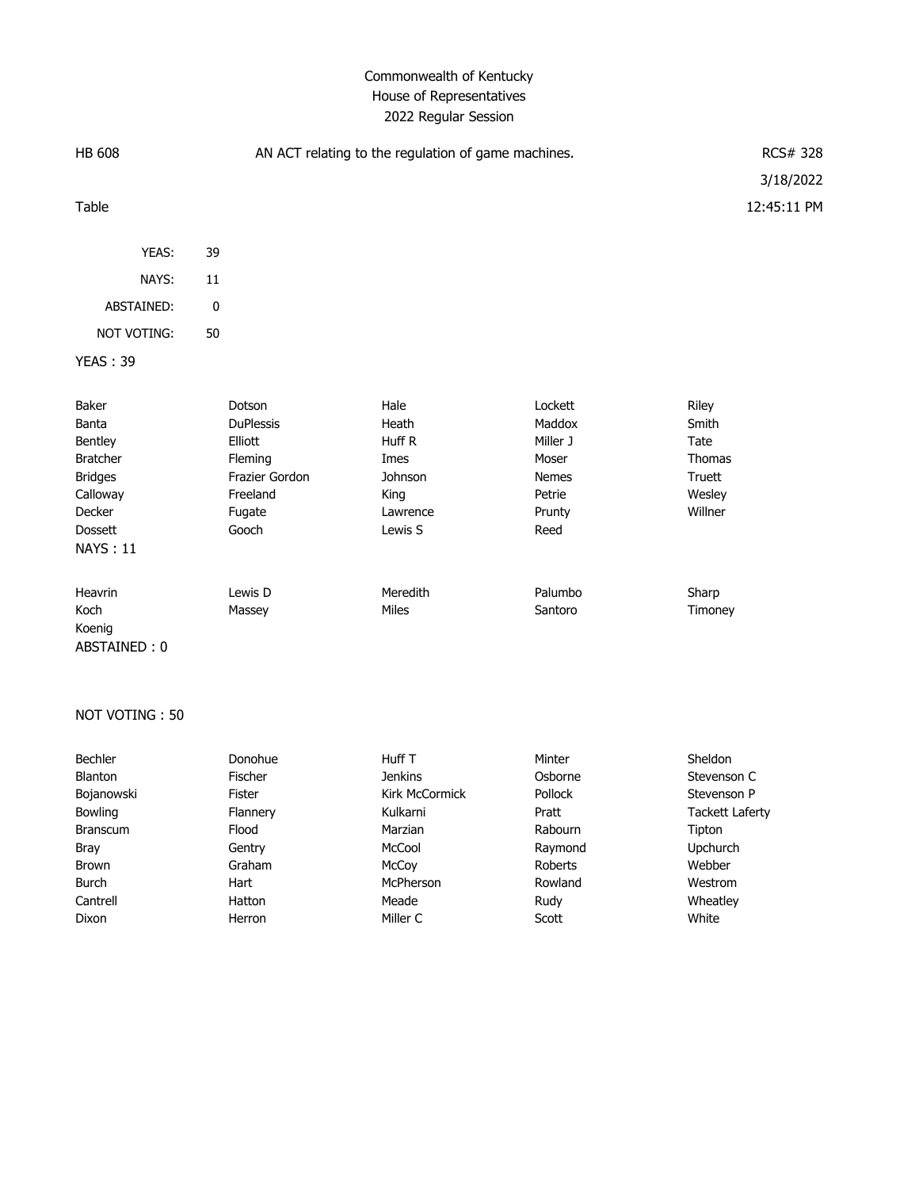# Commonwealth of Kentucky
## House of Representatives
### 2022 Regular Session

| HB 608 | AN ACT relating to the regulation of game machines. | RCS# 328 |
|---|---|---|
| | | 3/18/2022 |
| Table | | 12:45:11 PM |

| | |
|---|---|
| YEAS: | 39 |
| NAYS: | 11 |
| ABSTAINED: | 0 |
| NOT VOTING: | 50 |

**YEAS : 39**

| | | | | |
|---|---|---|---|---|
| Baker | Dotson | Hale | Lockett | Riley |
| Banta | DuPlessis | Heath | Maddox | Smith |
| Bentley | Elliott | Huff R | Miller J | Tate |
| Bratcher | Fleming | Imes | Moser | Thomas |
| Bridges | Frazier Gordon | Johnson | Nemes | Truett |
| Calloway | Freeland | King | Petrie | Wesley |
| Decker | Fugate | Lawrence | Prunty | Willner |
| Dossett | Gooch | Lewis S | Reed | |

**NAYS : 11**

| | | | | |
|---|---|---|---|---|
| Heavrin | Lewis D | Meredith | Palumbo | Sharp |
| Koch | Massey | Miles | Santoro | Timoney |
| Koenig | | | | |

**ABSTAINED : 0**

**NOT VOTING : 50**

| | | | | |
|---|---|---|---|---|
| Bechler | Donohue | Huff T | Minter | Sheldon |
| Blanton | Fischer | Jenkins | Osborne | Stevenson C |
| Bojanowski | Fister | Kirk McCormick | Pollock | Stevenson P |
| Bowling | Flannery | Kulkarni | Pratt | Tackett Laferty |
| Branscum | Flood | Marzian | Rabourn | Tipton |
| Bray | Gentry | McCool | Raymond | Upchurch |
| Brown | Graham | McCoy | Roberts | Webber |
| Burch | Hart | McPherson | Rowland | Westrom |
| Cantrell | Hatton | Meade | Rudy | Wheatley |
| Dixon | Herron | Miller C | Scott | White |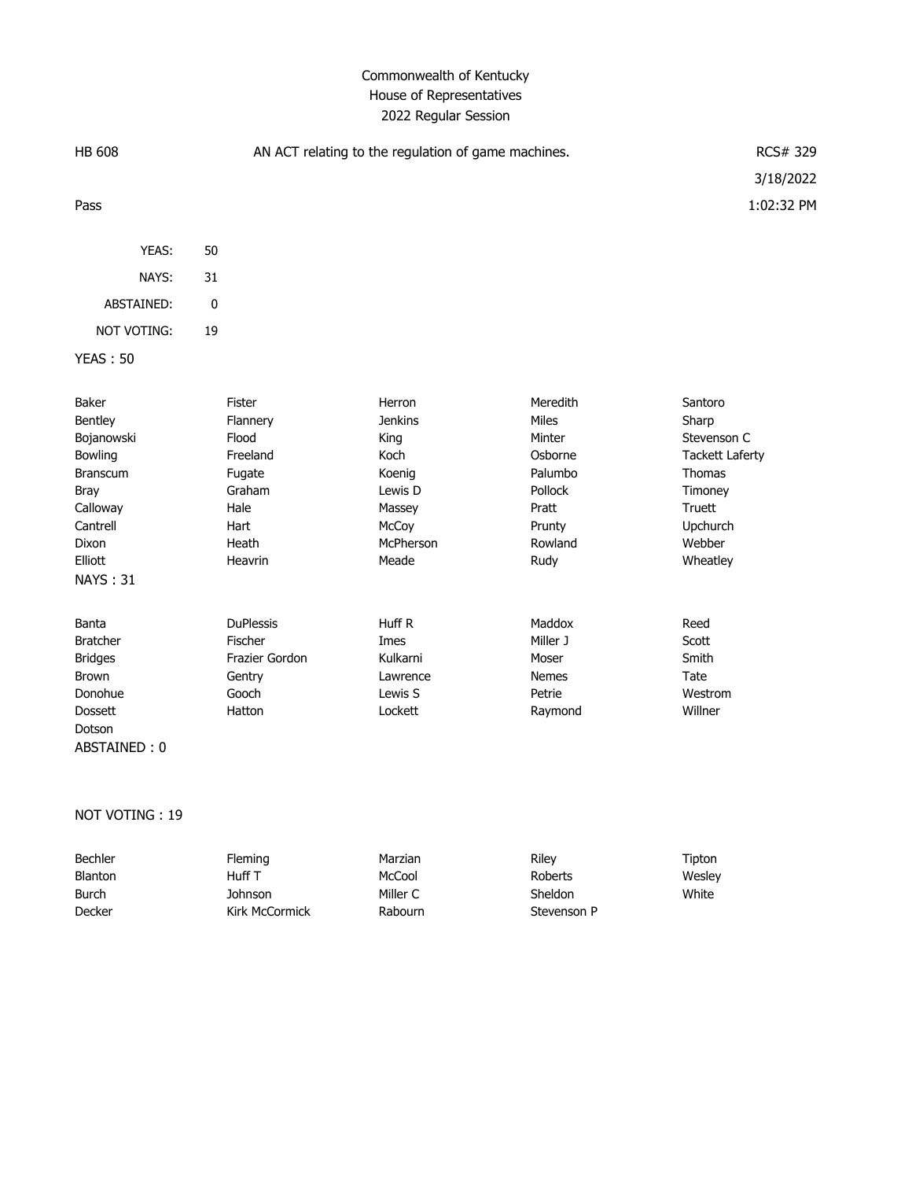Commonwealth of Kentucky
House of Representatives
2022 Regular Session

HB 608 | AN ACT relating to the regulation of game machines. | RCS# 329

3/18/2022

Pass | 1:02:32 PM

| | |
|---|---|
| YEAS: | 50 |
| NAYS: | 31 |
| ABSTAINED: | 0 |
| NOT VOTING: | 19 |

YEAS : 50

| | | | | |
|---|---|---|---|---|
| Baker | Fister | Herron | Meredith | Santoro |
| Bentley | Flannery | Jenkins | Miles | Sharp |
| Bojanowski | Flood | King | Minter | Stevenson C |
| Bowling | Freeland | Koch | Osborne | Tackett Laferty |
| Branscum | Fugate | Koenig | Palumbo | Thomas |
| Bray | Graham | Lewis D | Pollock | Timoney |
| Calloway | Hale | Massey | Pratt | Truett |
| Cantrell | Hart | McCoy | Prunty | Upchurch |
| Dixon | Heath | McPherson | Rowland | Webber |
| Elliott | Heavrin | Meade | Rudy | Wheatley |

NAYS : 31

| | | | | |
|---|---|---|---|---|
| Banta | DuPlessis | Huff R | Maddox | Reed |
| Bratcher | Fischer | Imes | Miller J | Scott |
| Bridges | Frazier Gordon | Kulkarni | Moser | Smith |
| Brown | Gentry | Lawrence | Nemes | Tate |
| Donohue | Gooch | Lewis S | Petrie | Westrom |
| Dossett | Hatton | Lockett | Raymond | Willner |
| Dotson | | | | |

ABSTAINED : 0

NOT VOTING : 19

| | | | | |
|---|---|---|---|---|
| Bechler | Fleming | Marzian | Riley | Tipton |
| Blanton | Huff T | McCool | Roberts | Wesley |
| Burch | Johnson | Miller C | Sheldon | White |
| Decker | Kirk McCormick | Rabourn | Stevenson P | |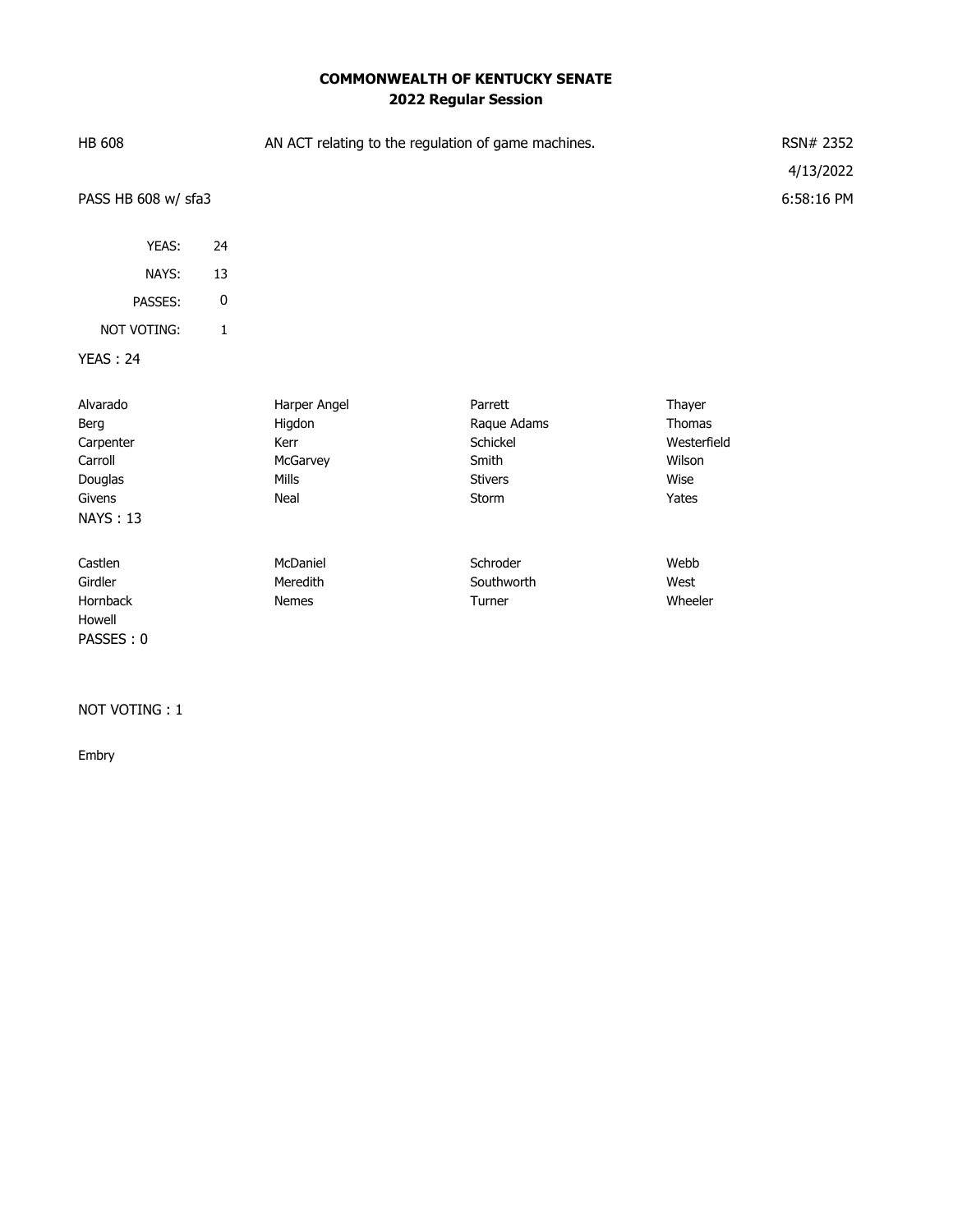**COMMONWEALTH OF KENTUCKY SENATE**
**2022 Regular Session**

HB 608 AN ACT relating to the regulation of game machines. RSN# 2352

4/13/2022

PASS HB 608 w/ sfa3 6:58:16 PM

| | |
|---|---|
| YEAS: | 24 |
| NAYS: | 13 |
| PASSES: | 0 |
| NOT VOTING: | 1 |

YEAS : 24

| | | | |
|---|---|---|---|
| Alvarado | Harper Angel | Parrett | Thayer |
| Berg | Higdon | Raque Adams | Thomas |
| Carpenter | Kerr | Schickel | Westerfield |
| Carroll | McGarvey | Smith | Wilson |
| Douglas | Mills | Stivers | Wise |
| Givens | Neal | Storm | Yates |

NAYS : 13

| | | | |
|---|---|---|---|
| Castlen | McDaniel | Schroder | Webb |
| Girdler | Meredith | Southworth | West |
| Hornback | Nemes | Turner | Wheeler |
| Howell | | | |

PASSES : 0

NOT VOTING : 1

Embry